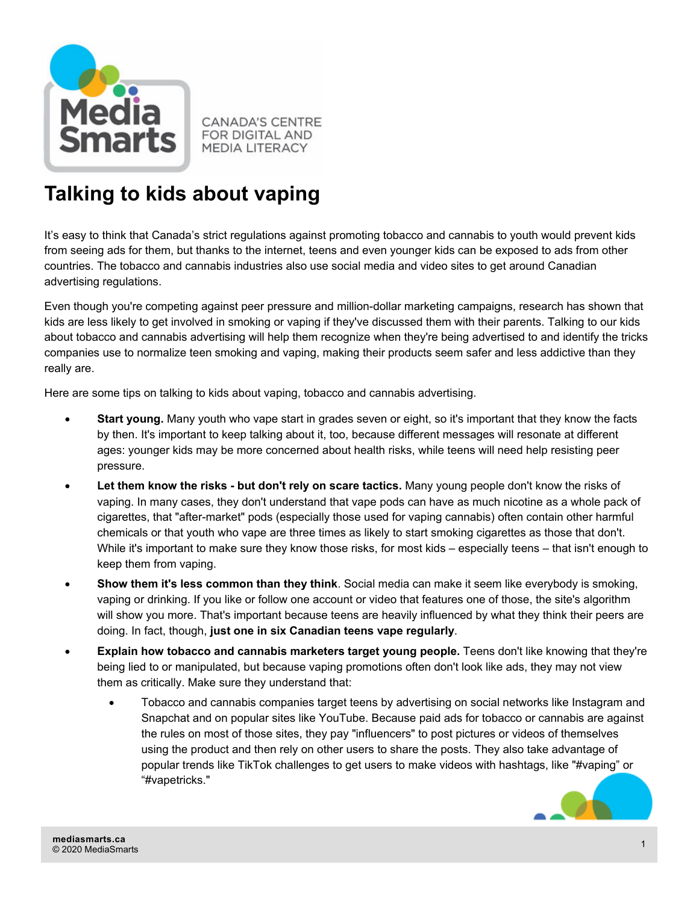MediaSmarts

CANADA'S CENTRE FOR DIGITAL AND MEDIA LITERACY

# Talking to kids about vaping

It's easy to think that Canada's strict regulations against promoting tobacco and cannabis to youth would prevent kids from seeing ads for them, but thanks to the internet, teens and even younger kids can be exposed to ads from other countries. The tobacco and cannabis industries also use social media and video sites to get around Canadian advertising regulations.

Even though you're competing against peer pressure and million-dollar marketing campaigns, research has shown that kids are less likely to get involved in smoking or vaping if they've discussed them with their parents. Talking to our kids about tobacco and cannabis advertising will help them recognize when they're being advertised to and identify the tricks companies use to normalize teen smoking and vaping, making their products seem safer and less addictive than they really are.

Here are some tips on talking to kids about vaping, tobacco and cannabis advertising.

- **Start young.** Many youth who vape start in grades seven or eight, so it's important that they know the facts by then. It's important to keep talking about it, too, because different messages will resonate at different ages: younger kids may be more concerned about health risks, while teens will need help resisting peer pressure.
- **Let them know the risks - but don't rely on scare tactics.** Many young people don't know the risks of vaping. In many cases, they don't understand that vape pods can have as much nicotine as a whole pack of cigarettes, that "after-market" pods (especially those used for vaping cannabis) often contain other harmful chemicals or that youth who vape are three times as likely to start smoking cigarettes as those that don't. While it's important to make sure they know those risks, for most kids – especially teens – that isn't enough to keep them from vaping.
- **Show them it's less common than they think**. Social media can make it seem like everybody is smoking, vaping or drinking. If you like or follow one account or video that features one of those, the site's algorithm will show you more. That's important because teens are heavily influenced by what they think their peers are doing. In fact, though, **just one in six Canadian teens vape regularly**.
- **Explain how tobacco and cannabis marketers target young people.** Teens don't like knowing that they're being lied to or manipulated, but because vaping promotions often don't look like ads, they may not view them as critically. Make sure they understand that:
  - Tobacco and cannabis companies target teens by advertising on social networks like Instagram and Snapchat and on popular sites like YouTube. Because paid ads for tobacco or cannabis are against the rules on most of those sites, they pay "influencers" to post pictures or videos of themselves using the product and then rely on other users to share the posts. They also take advantage of popular trends like TikTok challenges to get users to make videos with hashtags, like "#vaping" or "#vapetricks."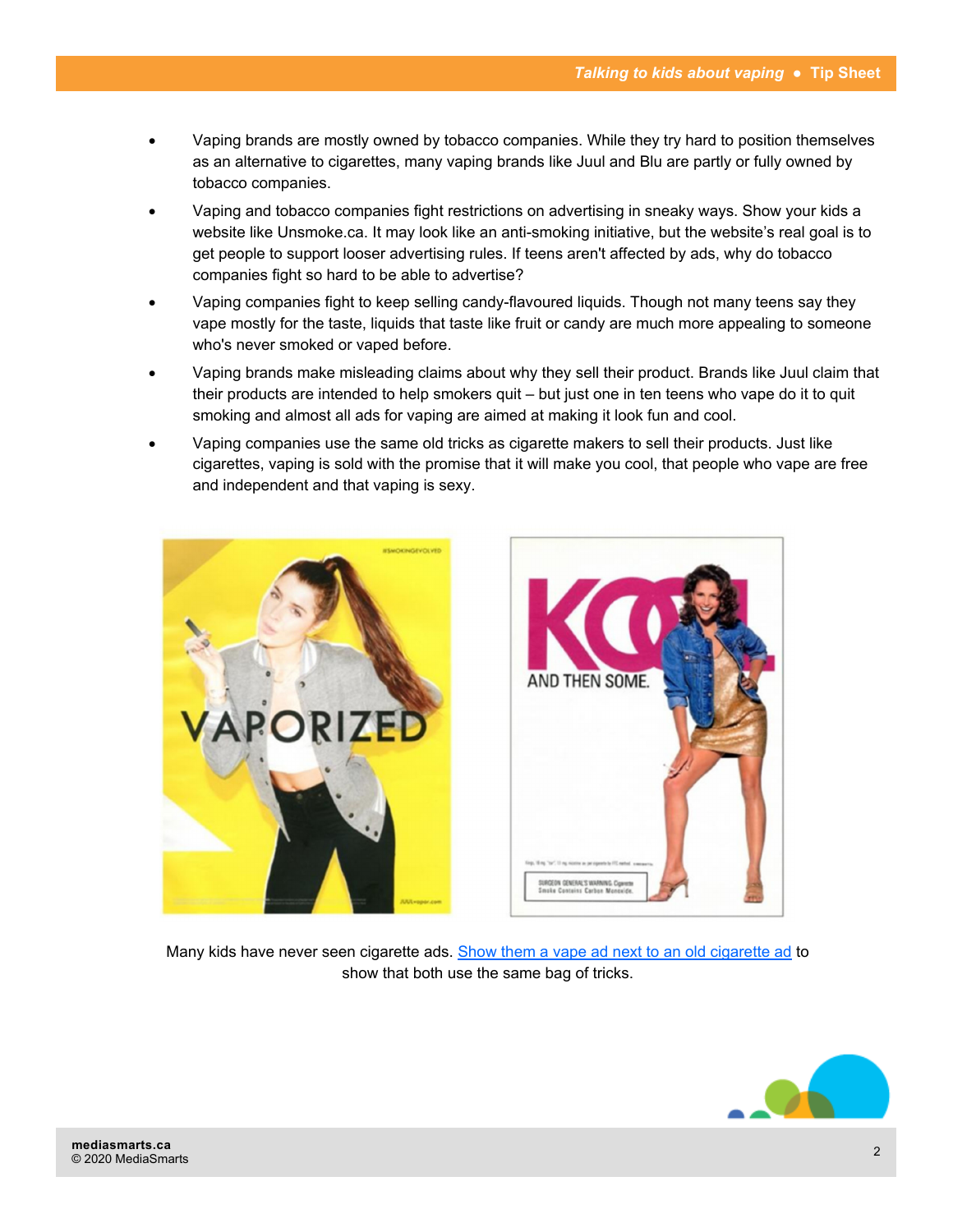- Vaping brands are mostly owned by tobacco companies. While they try hard to position themselves as an alternative to cigarettes, many vaping brands like Juul and Blu are partly or fully owned by tobacco companies.
- Vaping and tobacco companies fight restrictions on advertising in sneaky ways. Show your kids a website like Unsmoke.ca. It may look like an anti-smoking initiative, but the website's real goal is to get people to support looser advertising rules. If teens aren't affected by ads, why do tobacco companies fight so hard to be able to advertise?
- Vaping companies fight to keep selling candy-flavoured liquids. Though not many teens say they vape mostly for the taste, liquids that taste like fruit or candy are much more appealing to someone who's never smoked or vaped before.
- Vaping brands make misleading claims about why they sell their product. Brands like Juul claim that their products are intended to help smokers quit – but just one in ten teens who vape do it to quit smoking and almost all ads for vaping are aimed at making it look fun and cool.
- Vaping companies use the same old tricks as cigarette makers to sell their products. Just like cigarettes, vaping is sold with the promise that it will make you cool, that people who vape are free and independent and that vaping is sexy.

Many kids have never seen cigarette ads. Show them a vape ad next to an old cigarette ad to show that both use the same bag of tricks.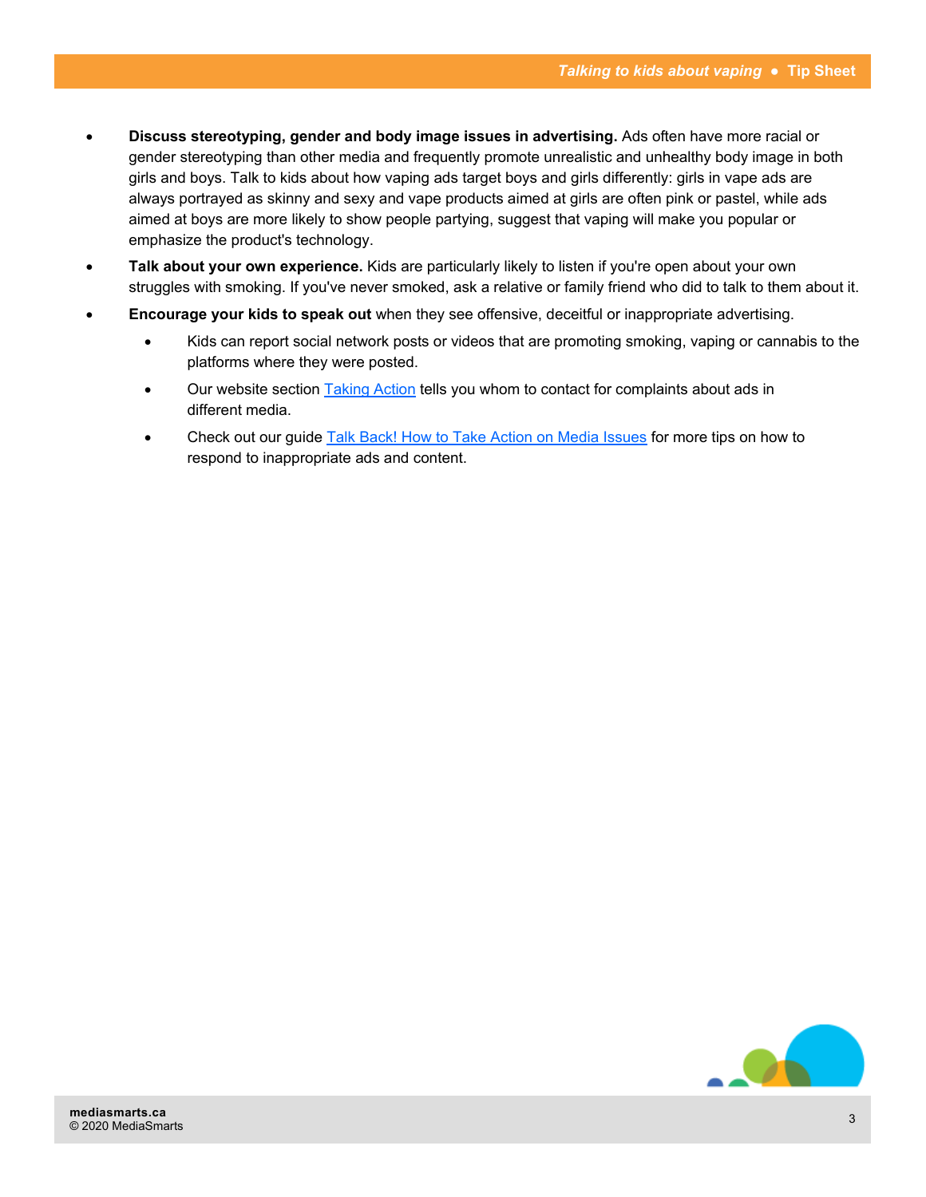- **Discuss stereotyping, gender and body image issues in advertising.** Ads often have more racial or gender stereotyping than other media and frequently promote unrealistic and unhealthy body image in both girls and boys. Talk to kids about how vaping ads target boys and girls differently: girls in vape ads are always portrayed as skinny and sexy and vape products aimed at girls are often pink or pastel, while ads aimed at boys are more likely to show people partying, suggest that vaping will make you popular or emphasize the product's technology.
- **Talk about your own experience.** Kids are particularly likely to listen if you're open about your own struggles with smoking. If you've never smoked, ask a relative or family friend who did to talk to them about it.
- **Encourage your kids to speak out** when they see offensive, deceitful or inappropriate advertising.
  - Kids can report social network posts or videos that are promoting smoking, vaping or cannabis to the platforms where they were posted.
  - Our website section Taking Action tells you whom to contact for complaints about ads in different media.
  - Check out our guide Talk Back! How to Take Action on Media Issues for more tips on how to respond to inappropriate ads and content.